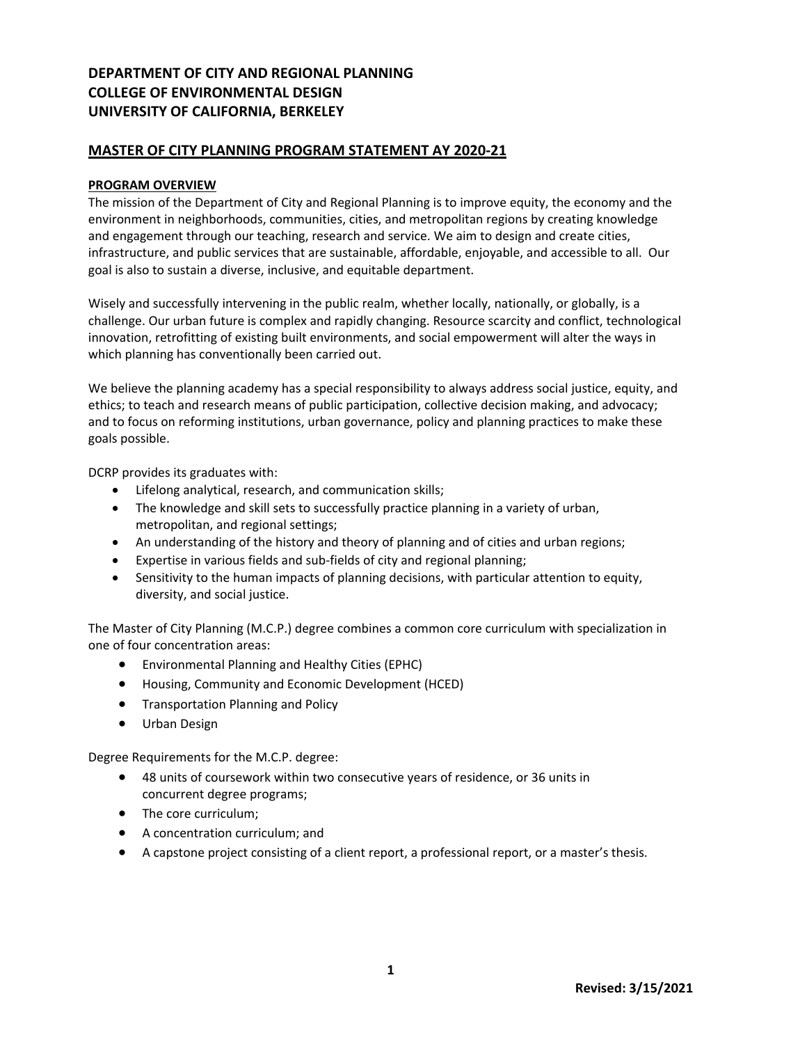# DEPARTMENT OF CITY AND REGIONAL PLANNING
# COLLEGE OF ENVIRONMENTAL DESIGN
# UNIVERSITY OF CALIFORNIA, BERKELEY

## MASTER OF CITY PLANNING PROGRAM STATEMENT AY 2020-21

### PROGRAM OVERVIEW

The mission of the Department of City and Regional Planning is to improve equity, the economy and the environment in neighborhoods, communities, cities, and metropolitan regions by creating knowledge and engagement through our teaching, research and service. We aim to design and create cities, infrastructure, and public services that are sustainable, affordable, enjoyable, and accessible to all. Our goal is also to sustain a diverse, inclusive, and equitable department.

Wisely and successfully intervening in the public realm, whether locally, nationally, or globally, is a challenge. Our urban future is complex and rapidly changing. Resource scarcity and conflict, technological innovation, retrofitting of existing built environments, and social empowerment will alter the ways in which planning has conventionally been carried out.

We believe the planning academy has a special responsibility to always address social justice, equity, and ethics; to teach and research means of public participation, collective decision making, and advocacy; and to focus on reforming institutions, urban governance, policy and planning practices to make these goals possible.

DCRP provides its graduates with:

- Lifelong analytical, research, and communication skills;
- The knowledge and skill sets to successfully practice planning in a variety of urban, metropolitan, and regional settings;
- An understanding of the history and theory of planning and of cities and urban regions;
- Expertise in various fields and sub-fields of city and regional planning;
- Sensitivity to the human impacts of planning decisions, with particular attention to equity, diversity, and social justice.

The Master of City Planning (M.C.P.) degree combines a common core curriculum with specialization in one of four concentration areas:

- Environmental Planning and Healthy Cities (EPHC)
- Housing, Community and Economic Development (HCED)
- Transportation Planning and Policy
- Urban Design

Degree Requirements for the M.C.P. degree:

- 48 units of coursework within two consecutive years of residence, or 36 units in concurrent degree programs;
- The core curriculum;
- A concentration curriculum; and
- A capstone project consisting of a client report, a professional report, or a master's thesis.

**Revised: 3/15/2021**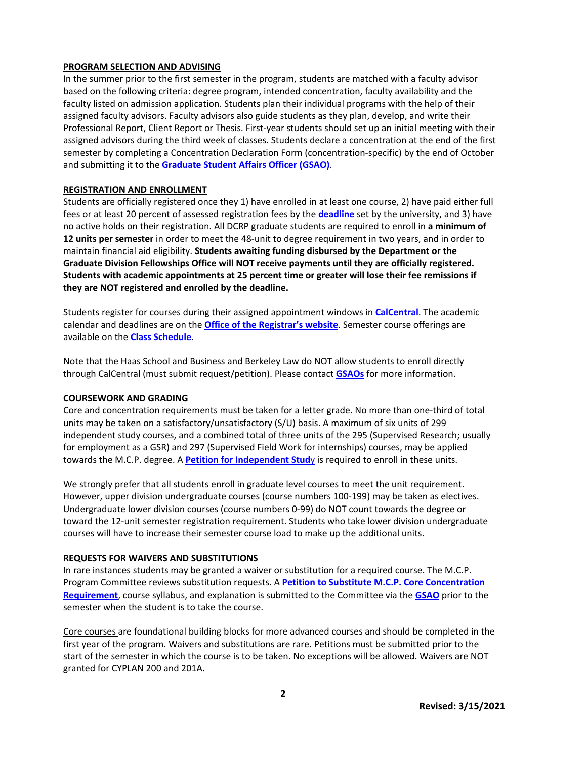## PROGRAM SELECTION AND ADVISING

In the summer prior to the first semester in the program, students are matched with a faculty advisor based on the following criteria: degree program, intended concentration, faculty availability and the faculty listed on admission application. Students plan their individual programs with the help of their assigned faculty advisors. Faculty advisors also guide students as they plan, develop, and write their Professional Report, Client Report or Thesis. First-year students should set up an initial meeting with their assigned advisors during the third week of classes. Students declare a concentration at the end of the first semester by completing a Concentration Declaration Form (concentration-specific) by the end of October and submitting it to the **Graduate Student Affairs Officer (GSAO)**.

## REGISTRATION AND ENROLLMENT

Students are officially registered once they 1) have enrolled in at least one course, 2) have paid either full fees or at least 20 percent of assessed registration fees by the **deadline** set by the university, and 3) have no active holds on their registration. All DCRP graduate students are required to enroll in **a minimum of 12 units per semester** in order to meet the 48-unit to degree requirement in two years, and in order to maintain financial aid eligibility. **Students awaiting funding disbursed by the Department or the Graduate Division Fellowships Office will NOT receive payments until they are officially registered. Students with academic appointments at 25 percent time or greater will lose their fee remissions if they are NOT registered and enrolled by the deadline.**

Students register for courses during their assigned appointment windows in **CalCentral**. The academic calendar and deadlines are on the **Office of the Registrar's website**. Semester course offerings are available on the **Class Schedule**.

Note that the Haas School and Business and Berkeley Law do NOT allow students to enroll directly through CalCentral (must submit request/petition). Please contact **GSAOs** for more information.

## COURSEWORK AND GRADING

Core and concentration requirements must be taken for a letter grade. No more than one-third of total units may be taken on a satisfactory/unsatisfactory (S/U) basis. A maximum of six units of 299 independent study courses, and a combined total of three units of the 295 (Supervised Research; usually for employment as a GSR) and 297 (Supervised Field Work for internships) courses, may be applied towards the M.C.P. degree. A **Petition for Independent Study** is required to enroll in these units.

We strongly prefer that all students enroll in graduate level courses to meet the unit requirement. However, upper division undergraduate courses (course numbers 100-199) may be taken as electives. Undergraduate lower division courses (course numbers 0-99) do NOT count towards the degree or toward the 12-unit semester registration requirement. Students who take lower division undergraduate courses will have to increase their semester course load to make up the additional units.

## REQUESTS FOR WAIVERS AND SUBSTITUTIONS

In rare instances students may be granted a waiver or substitution for a required course. The M.C.P. Program Committee reviews substitution requests. A **Petition to Substitute M.C.P. Core Concentration Requirement**, course syllabus, and explanation is submitted to the Committee via the **GSAO** prior to the semester when the student is to take the course.

Core courses are foundational building blocks for more advanced courses and should be completed in the first year of the program. Waivers and substitutions are rare. Petitions must be submitted prior to the start of the semester in which the course is to be taken. No exceptions will be allowed. Waivers are NOT granted for CYPLAN 200 and 201A.

**Revised: 3/15/2021**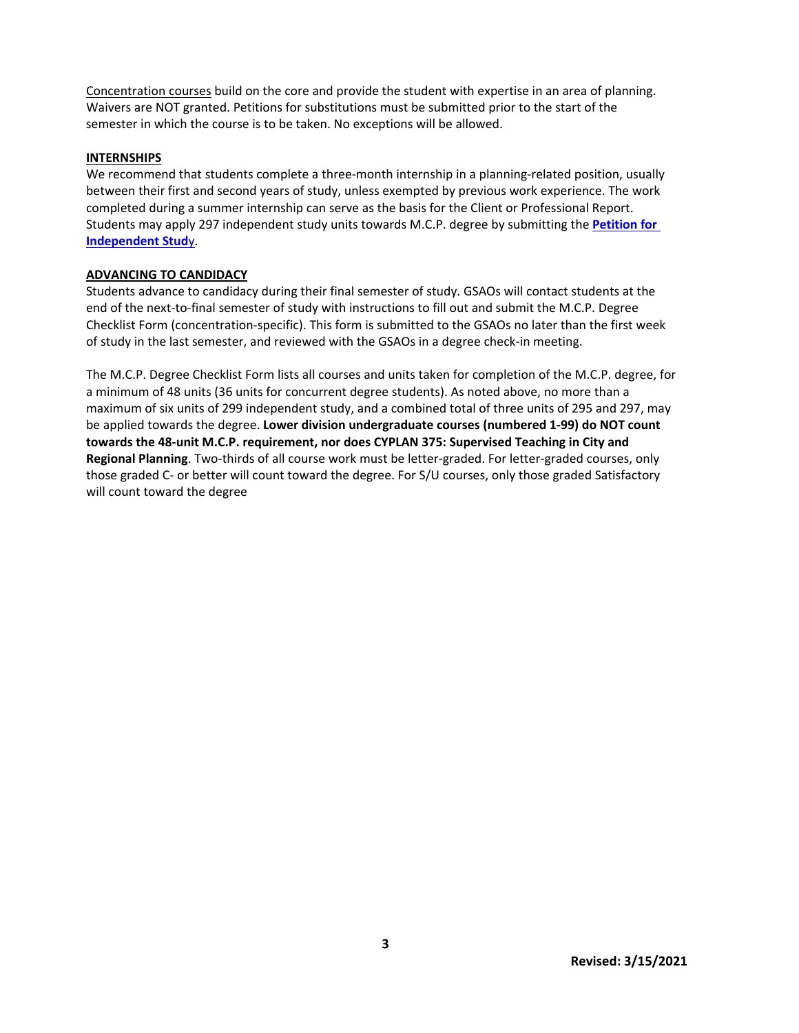Concentration courses build on the core and provide the student with expertise in an area of planning. Waivers are NOT granted. Petitions for substitutions must be submitted prior to the start of the semester in which the course is to be taken. No exceptions will be allowed.

## INTERNSHIPS

We recommend that students complete a three-month internship in a planning-related position, usually between their first and second years of study, unless exempted by previous work experience. The work completed during a summer internship can serve as the basis for the Client or Professional Report. Students may apply 297 independent study units towards M.C.P. degree by submitting the **Petition for Independent Study**.

## ADVANCING TO CANDIDACY

Students advance to candidacy during their final semester of study. GSAOs will contact students at the end of the next-to-final semester of study with instructions to fill out and submit the M.C.P. Degree Checklist Form (concentration-specific). This form is submitted to the GSAOs no later than the first week of study in the last semester, and reviewed with the GSAOs in a degree check-in meeting.

The M.C.P. Degree Checklist Form lists all courses and units taken for completion of the M.C.P. degree, for a minimum of 48 units (36 units for concurrent degree students). As noted above, no more than a maximum of six units of 299 independent study, and a combined total of three units of 295 and 297, may be applied towards the degree. **Lower division undergraduate courses (numbered 1-99) do NOT count towards the 48-unit M.C.P. requirement, nor does CYPLAN 375: Supervised Teaching in City and Regional Planning**. Two-thirds of all course work must be letter-graded. For letter-graded courses, only those graded C- or better will count toward the degree. For S/U courses, only those graded Satisfactory will count toward the degree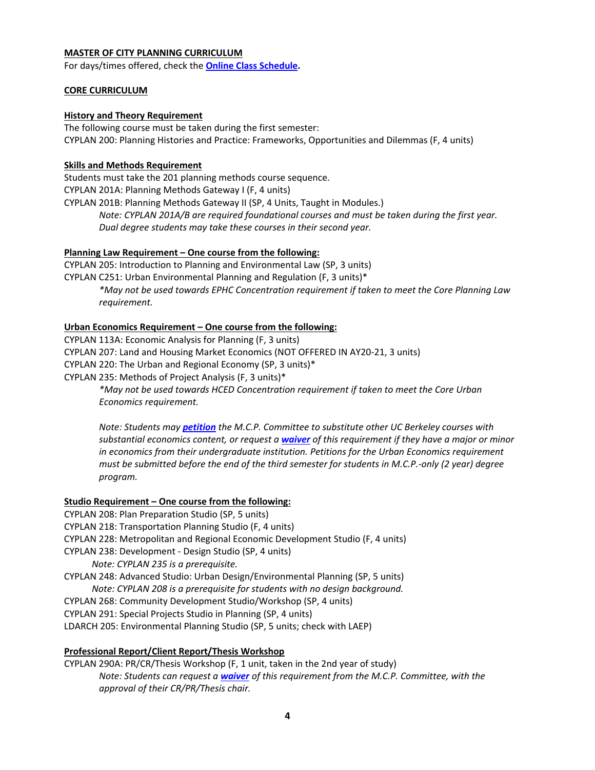**MASTER OF CITY PLANNING CURRICULUM**

For days/times offered, check the **Online Class Schedule.**

**CORE CURRICULUM**

**History and Theory Requirement**

The following course must be taken during the first semester:
CYPLAN 200: Planning Histories and Practice: Frameworks, Opportunities and Dilemmas (F, 4 units)

**Skills and Methods Requirement**

Students must take the 201 planning methods course sequence.
CYPLAN 201A: Planning Methods Gateway I (F, 4 units)
CYPLAN 201B: Planning Methods Gateway II (SP, 4 Units, Taught in Modules.)

> *Note: CYPLAN 201A/B are required foundational courses and must be taken during the first year. Dual degree students may take these courses in their second year.*

**Planning Law Requirement – One course from the following:**

CYPLAN 205: Introduction to Planning and Environmental Law (SP, 3 units)
CYPLAN C251: Urban Environmental Planning and Regulation (F, 3 units)*

> **May not be used towards EPHC Concentration requirement if taken to meet the Core Planning Law requirement.*

**Urban Economics Requirement – One course from the following:**

CYPLAN 113A: Economic Analysis for Planning (F, 3 units)
CYPLAN 207: Land and Housing Market Economics (NOT OFFERED IN AY20-21, 3 units)
CYPLAN 220: The Urban and Regional Economy (SP, 3 units)*
CYPLAN 235: Methods of Project Analysis (F, 3 units)*

> **May not be used towards HCED Concentration requirement if taken to meet the Core Urban Economics requirement.*
>
> *Note: Students may **petition** the M.C.P. Committee to substitute other UC Berkeley courses with substantial economics content, or request a **waiver** of this requirement if they have a major or minor in economics from their undergraduate institution. Petitions for the Urban Economics requirement must be submitted before the end of the third semester for students in M.C.P.-only (2 year) degree program.*

**Studio Requirement – One course from the following:**

CYPLAN 208: Plan Preparation Studio (SP, 5 units)
CYPLAN 218: Transportation Planning Studio (F, 4 units)
CYPLAN 228: Metropolitan and Regional Economic Development Studio (F, 4 units)
CYPLAN 238: Development - Design Studio (SP, 4 units)

> *Note: CYPLAN 235 is a prerequisite.*

CYPLAN 248: Advanced Studio: Urban Design/Environmental Planning (SP, 5 units)

> *Note: CYPLAN 208 is a prerequisite for students with no design background.*

CYPLAN 268: Community Development Studio/Workshop (SP, 4 units)
CYPLAN 291: Special Projects Studio in Planning (SP, 4 units)
LDARCH 205: Environmental Planning Studio (SP, 5 units; check with LAEP)

**Professional Report/Client Report/Thesis Workshop**

CYPLAN 290A: PR/CR/Thesis Workshop (F, 1 unit, taken in the 2nd year of study)

> *Note: Students can request a **waiver** of this requirement from the M.C.P. Committee, with the approval of their CR/PR/Thesis chair.*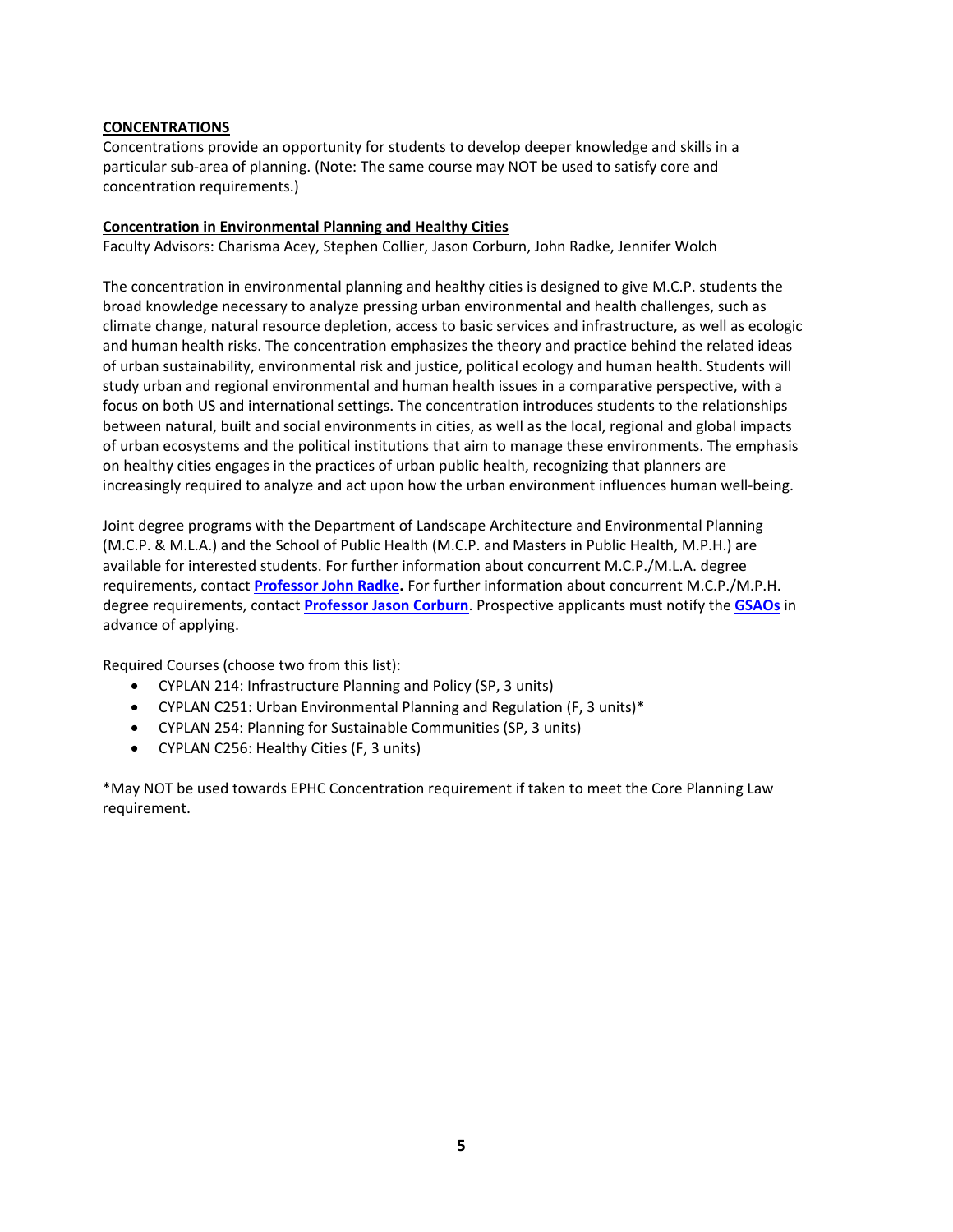## CONCENTRATIONS

Concentrations provide an opportunity for students to develop deeper knowledge and skills in a particular sub-area of planning. (Note: The same course may NOT be used to satisfy core and concentration requirements.)

### Concentration in Environmental Planning and Healthy Cities

Faculty Advisors: Charisma Acey, Stephen Collier, Jason Corburn, John Radke, Jennifer Wolch

The concentration in environmental planning and healthy cities is designed to give M.C.P. students the broad knowledge necessary to analyze pressing urban environmental and health challenges, such as climate change, natural resource depletion, access to basic services and infrastructure, as well as ecologic and human health risks. The concentration emphasizes the theory and practice behind the related ideas of urban sustainability, environmental risk and justice, political ecology and human health. Students will study urban and regional environmental and human health issues in a comparative perspective, with a focus on both US and international settings. The concentration introduces students to the relationships between natural, built and social environments in cities, as well as the local, regional and global impacts of urban ecosystems and the political institutions that aim to manage these environments. The emphasis on healthy cities engages in the practices of urban public health, recognizing that planners are increasingly required to analyze and act upon how the urban environment influences human well-being.

Joint degree programs with the Department of Landscape Architecture and Environmental Planning (M.C.P. & M.L.A.) and the School of Public Health (M.C.P. and Masters in Public Health, M.P.H.) are available for interested students. For further information about concurrent M.C.P./M.L.A. degree requirements, contact **Professor John Radke.** For further information about concurrent M.C.P./M.P.H. degree requirements, contact **Professor Jason Corburn**. Prospective applicants must notify the **GSAOs** in advance of applying.

Required Courses (choose two from this list):

- CYPLAN 214: Infrastructure Planning and Policy (SP, 3 units)
- CYPLAN C251: Urban Environmental Planning and Regulation (F, 3 units)*
- CYPLAN 254: Planning for Sustainable Communities (SP, 3 units)
- CYPLAN C256: Healthy Cities (F, 3 units)

*May NOT be used towards EPHC Concentration requirement if taken to meet the Core Planning Law requirement.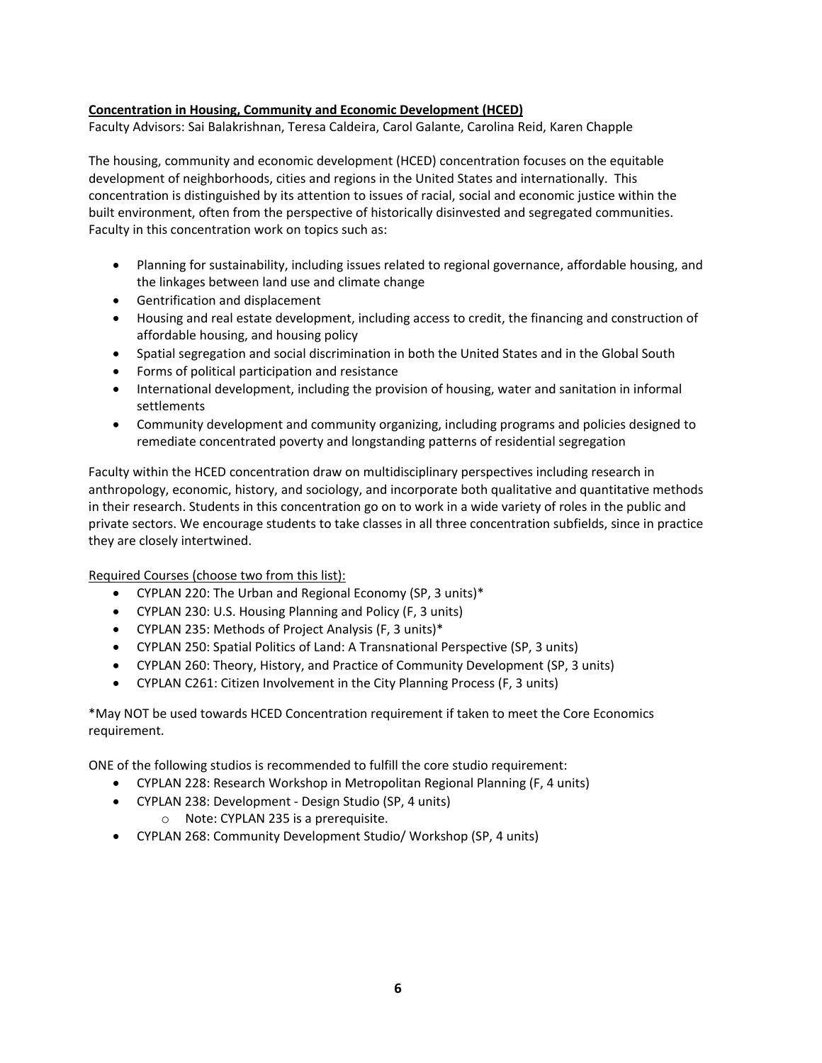**Concentration in Housing, Community and Economic Development (HCED)**
Faculty Advisors: Sai Balakrishnan, Teresa Caldeira, Carol Galante, Carolina Reid, Karen Chapple

The housing, community and economic development (HCED) concentration focuses on the equitable development of neighborhoods, cities and regions in the United States and internationally. This concentration is distinguished by its attention to issues of racial, social and economic justice within the built environment, often from the perspective of historically disinvested and segregated communities. Faculty in this concentration work on topics such as:

- Planning for sustainability, including issues related to regional governance, affordable housing, and the linkages between land use and climate change
- Gentrification and displacement
- Housing and real estate development, including access to credit, the financing and construction of affordable housing, and housing policy
- Spatial segregation and social discrimination in both the United States and in the Global South
- Forms of political participation and resistance
- International development, including the provision of housing, water and sanitation in informal settlements
- Community development and community organizing, including programs and policies designed to remediate concentrated poverty and longstanding patterns of residential segregation

Faculty within the HCED concentration draw on multidisciplinary perspectives including research in anthropology, economic, history, and sociology, and incorporate both qualitative and quantitative methods in their research. Students in this concentration go on to work in a wide variety of roles in the public and private sectors. We encourage students to take classes in all three concentration subfields, since in practice they are closely intertwined.

<u>Required Courses (choose two from this list):</u>

- CYPLAN 220: The Urban and Regional Economy (SP, 3 units)*
- CYPLAN 230: U.S. Housing Planning and Policy (F, 3 units)
- CYPLAN 235: Methods of Project Analysis (F, 3 units)*
- CYPLAN 250: Spatial Politics of Land: A Transnational Perspective (SP, 3 units)
- CYPLAN 260: Theory, History, and Practice of Community Development (SP, 3 units)
- CYPLAN C261: Citizen Involvement in the City Planning Process (F, 3 units)

*May NOT be used towards HCED Concentration requirement if taken to meet the Core Economics requirement.

ONE of the following studios is recommended to fulfill the core studio requirement:

- CYPLAN 228: Research Workshop in Metropolitan Regional Planning (F, 4 units)
- CYPLAN 238: Development - Design Studio (SP, 4 units)
  - Note: CYPLAN 235 is a prerequisite.
- CYPLAN 268: Community Development Studio/ Workshop (SP, 4 units)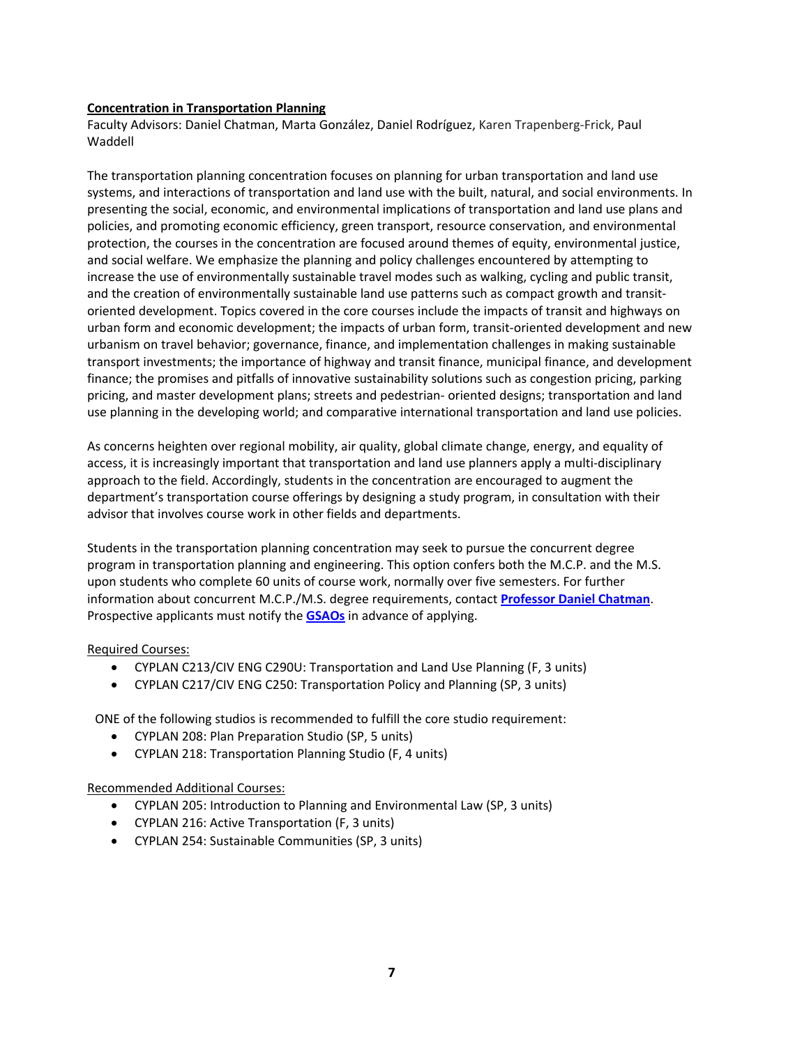## Concentration in Transportation Planning

Faculty Advisors: Daniel Chatman, Marta González, Daniel Rodríguez, Karen Trapenberg-Frick, Paul Waddell

The transportation planning concentration focuses on planning for urban transportation and land use systems, and interactions of transportation and land use with the built, natural, and social environments. In presenting the social, economic, and environmental implications of transportation and land use plans and policies, and promoting economic efficiency, green transport, resource conservation, and environmental protection, the courses in the concentration are focused around themes of equity, environmental justice, and social welfare. We emphasize the planning and policy challenges encountered by attempting to increase the use of environmentally sustainable travel modes such as walking, cycling and public transit, and the creation of environmentally sustainable land use patterns such as compact growth and transit-oriented development. Topics covered in the core courses include the impacts of transit and highways on urban form and economic development; the impacts of urban form, transit-oriented development and new urbanism on travel behavior; governance, finance, and implementation challenges in making sustainable transport investments; the importance of highway and transit finance, municipal finance, and development finance; the promises and pitfalls of innovative sustainability solutions such as congestion pricing, parking pricing, and master development plans; streets and pedestrian- oriented designs; transportation and land use planning in the developing world; and comparative international transportation and land use policies.

As concerns heighten over regional mobility, air quality, global climate change, energy, and equality of access, it is increasingly important that transportation and land use planners apply a multi-disciplinary approach to the field. Accordingly, students in the concentration are encouraged to augment the department's transportation course offerings by designing a study program, in consultation with their advisor that involves course work in other fields and departments.

Students in the transportation planning concentration may seek to pursue the concurrent degree program in transportation planning and engineering. This option confers both the M.C.P. and the M.S. upon students who complete 60 units of course work, normally over five semesters. For further information about concurrent M.C.P./M.S. degree requirements, contact **Professor Daniel Chatman**. Prospective applicants must notify the **GSAOs** in advance of applying.

Required Courses:

- CYPLAN C213/CIV ENG C290U: Transportation and Land Use Planning (F, 3 units)
- CYPLAN C217/CIV ENG C250: Transportation Policy and Planning (SP, 3 units)

ONE of the following studios is recommended to fulfill the core studio requirement:

- CYPLAN 208: Plan Preparation Studio (SP, 5 units)
- CYPLAN 218: Transportation Planning Studio (F, 4 units)

Recommended Additional Courses:

- CYPLAN 205: Introduction to Planning and Environmental Law (SP, 3 units)
- CYPLAN 216: Active Transportation (F, 3 units)
- CYPLAN 254: Sustainable Communities (SP, 3 units)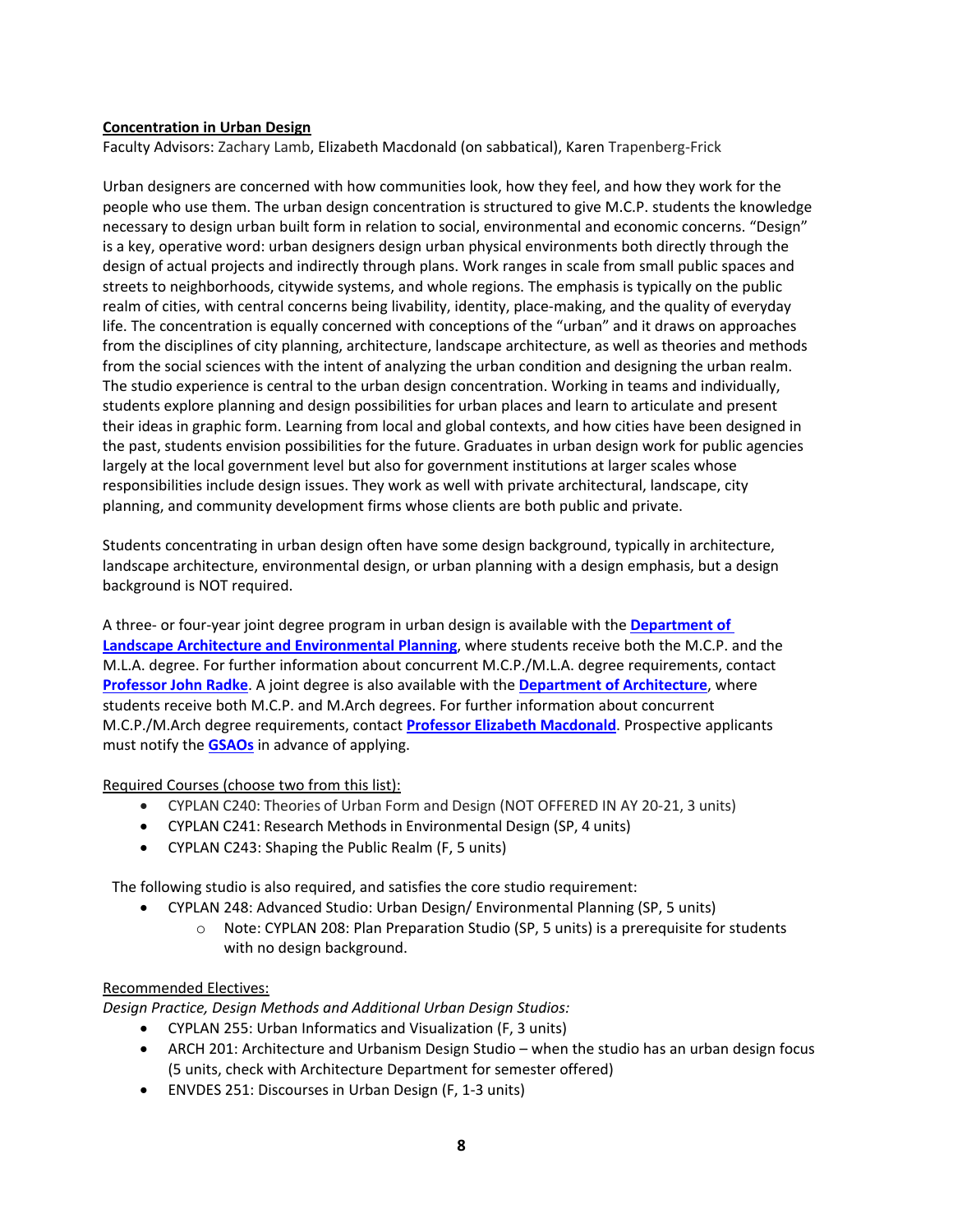**Concentration in Urban Design**

Faculty Advisors: Zachary Lamb, Elizabeth Macdonald (on sabbatical), Karen Trapenberg-Frick

Urban designers are concerned with how communities look, how they feel, and how they work for the people who use them. The urban design concentration is structured to give M.C.P. students the knowledge necessary to design urban built form in relation to social, environmental and economic concerns. "Design" is a key, operative word: urban designers design urban physical environments both directly through the design of actual projects and indirectly through plans. Work ranges in scale from small public spaces and streets to neighborhoods, citywide systems, and whole regions. The emphasis is typically on the public realm of cities, with central concerns being livability, identity, place-making, and the quality of everyday life. The concentration is equally concerned with conceptions of the "urban" and it draws on approaches from the disciplines of city planning, architecture, landscape architecture, as well as theories and methods from the social sciences with the intent of analyzing the urban condition and designing the urban realm. The studio experience is central to the urban design concentration. Working in teams and individually, students explore planning and design possibilities for urban places and learn to articulate and present their ideas in graphic form. Learning from local and global contexts, and how cities have been designed in the past, students envision possibilities for the future. Graduates in urban design work for public agencies largely at the local government level but also for government institutions at larger scales whose responsibilities include design issues. They work as well with private architectural, landscape, city planning, and community development firms whose clients are both public and private.

Students concentrating in urban design often have some design background, typically in architecture, landscape architecture, environmental design, or urban planning with a design emphasis, but a design background is NOT required.

A three- or four-year joint degree program in urban design is available with the **Department of Landscape Architecture and Environmental Planning**, where students receive both the M.C.P. and the M.L.A. degree. For further information about concurrent M.C.P./M.L.A. degree requirements, contact **Professor John Radke**. A joint degree is also available with the **Department of Architecture**, where students receive both M.C.P. and M.Arch degrees. For further information about concurrent M.C.P./M.Arch degree requirements, contact **Professor Elizabeth Macdonald**. Prospective applicants must notify the **GSAOs** in advance of applying.

Required Courses (choose two from this list):

- CYPLAN C240: Theories of Urban Form and Design (NOT OFFERED IN AY 20-21, 3 units)
- CYPLAN C241: Research Methods in Environmental Design (SP, 4 units)
- CYPLAN C243: Shaping the Public Realm (F, 5 units)

The following studio is also required, and satisfies the core studio requirement:

- CYPLAN 248: Advanced Studio: Urban Design/ Environmental Planning (SP, 5 units)
  - Note: CYPLAN 208: Plan Preparation Studio (SP, 5 units) is a prerequisite for students with no design background.

Recommended Electives:

*Design Practice, Design Methods and Additional Urban Design Studios:*

- CYPLAN 255: Urban Informatics and Visualization (F, 3 units)
- ARCH 201: Architecture and Urbanism Design Studio – when the studio has an urban design focus (5 units, check with Architecture Department for semester offered)
- ENVDES 251: Discourses in Urban Design (F, 1-3 units)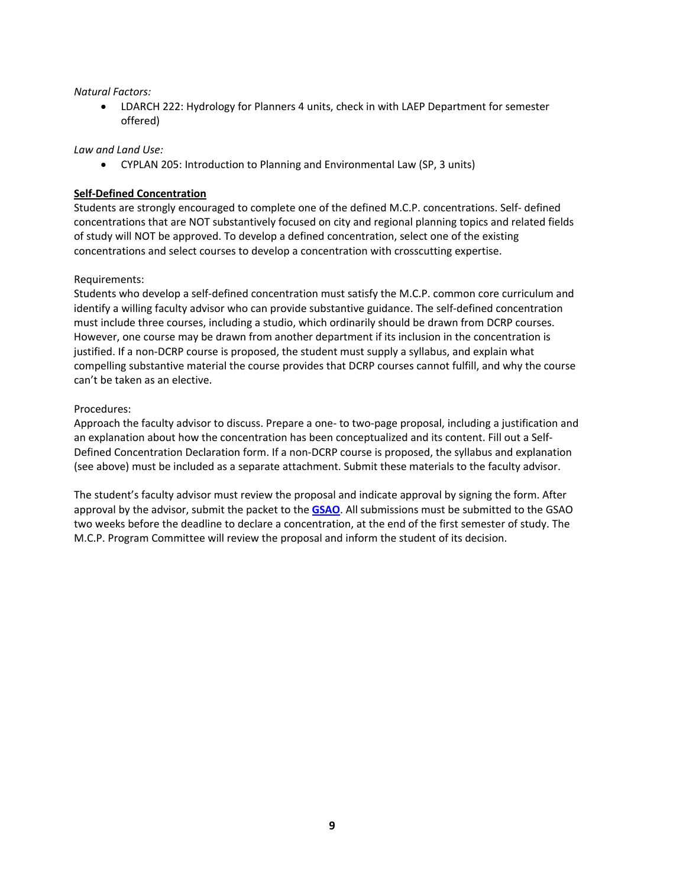*Natural Factors:*

- LDARCH 222: Hydrology for Planners 4 units, check in with LAEP Department for semester offered)

*Law and Land Use:*

- CYPLAN 205: Introduction to Planning and Environmental Law (SP, 3 units)

**Self-Defined Concentration**

Students are strongly encouraged to complete one of the defined M.C.P. concentrations. Self- defined concentrations that are NOT substantively focused on city and regional planning topics and related fields of study will NOT be approved. To develop a defined concentration, select one of the existing concentrations and select courses to develop a concentration with crosscutting expertise.

Requirements:

Students who develop a self-defined concentration must satisfy the M.C.P. common core curriculum and identify a willing faculty advisor who can provide substantive guidance. The self-defined concentration must include three courses, including a studio, which ordinarily should be drawn from DCRP courses. However, one course may be drawn from another department if its inclusion in the concentration is justified. If a non-DCRP course is proposed, the student must supply a syllabus, and explain what compelling substantive material the course provides that DCRP courses cannot fulfill, and why the course can't be taken as an elective.

Procedures:

Approach the faculty advisor to discuss. Prepare a one- to two-page proposal, including a justification and an explanation about how the concentration has been conceptualized and its content. Fill out a Self-Defined Concentration Declaration form. If a non-DCRP course is proposed, the syllabus and explanation (see above) must be included as a separate attachment. Submit these materials to the faculty advisor.

The student's faculty advisor must review the proposal and indicate approval by signing the form. After approval by the advisor, submit the packet to the **GSAO**. All submissions must be submitted to the GSAO two weeks before the deadline to declare a concentration, at the end of the first semester of study. The M.C.P. Program Committee will review the proposal and inform the student of its decision.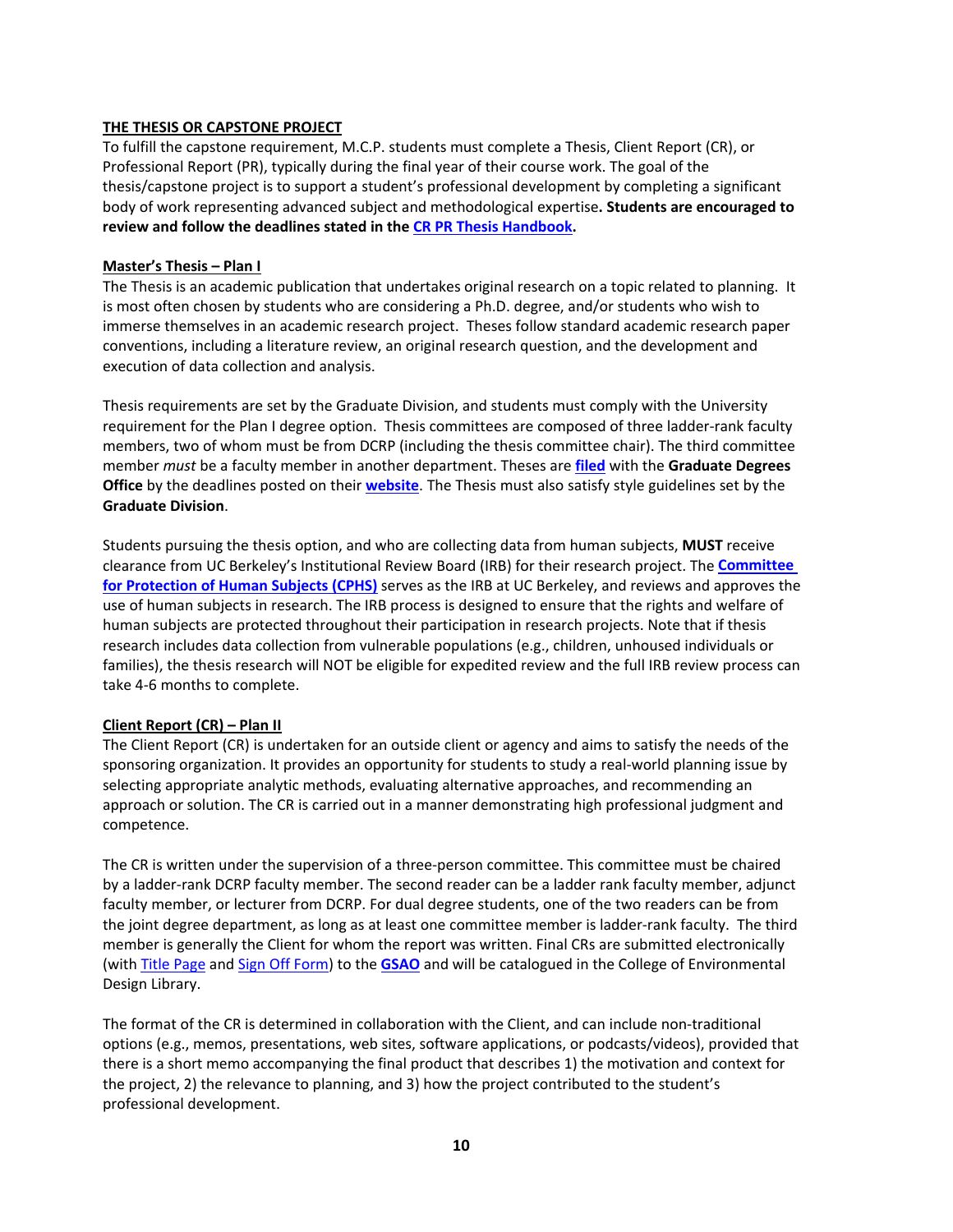**THE THESIS OR CAPSTONE PROJECT**

To fulfill the capstone requirement, M.C.P. students must complete a Thesis, Client Report (CR), or Professional Report (PR), typically during the final year of their course work. The goal of the thesis/capstone project is to support a student's professional development by completing a significant body of work representing advanced subject and methodological expertise**. Students are encouraged to review and follow the deadlines stated in the CR PR Thesis Handbook.**

**Master's Thesis – Plan I**

The Thesis is an academic publication that undertakes original research on a topic related to planning. It is most often chosen by students who are considering a Ph.D. degree, and/or students who wish to immerse themselves in an academic research project. Theses follow standard academic research paper conventions, including a literature review, an original research question, and the development and execution of data collection and analysis.

Thesis requirements are set by the Graduate Division, and students must comply with the University requirement for the Plan I degree option. Thesis committees are composed of three ladder-rank faculty members, two of whom must be from DCRP (including the thesis committee chair). The third committee member *must* be a faculty member in another department. Theses are **filed** with the **Graduate Degrees Office** by the deadlines posted on their **website**. The Thesis must also satisfy style guidelines set by the **Graduate Division**.

Students pursuing the thesis option, and who are collecting data from human subjects, **MUST** receive clearance from UC Berkeley's Institutional Review Board (IRB) for their research project. The **Committee for Protection of Human Subjects (CPHS)** serves as the IRB at UC Berkeley, and reviews and approves the use of human subjects in research. The IRB process is designed to ensure that the rights and welfare of human subjects are protected throughout their participation in research projects. Note that if thesis research includes data collection from vulnerable populations (e.g., children, unhoused individuals or families), the thesis research will NOT be eligible for expedited review and the full IRB review process can take 4-6 months to complete.

**Client Report (CR) – Plan II**

The Client Report (CR) is undertaken for an outside client or agency and aims to satisfy the needs of the sponsoring organization. It provides an opportunity for students to study a real-world planning issue by selecting appropriate analytic methods, evaluating alternative approaches, and recommending an approach or solution. The CR is carried out in a manner demonstrating high professional judgment and competence.

The CR is written under the supervision of a three-person committee. This committee must be chaired by a ladder-rank DCRP faculty member. The second reader can be a ladder rank faculty member, adjunct faculty member, or lecturer from DCRP. For dual degree students, one of the two readers can be from the joint degree department, as long as at least one committee member is ladder-rank faculty. The third member is generally the Client for whom the report was written. Final CRs are submitted electronically (with Title Page and Sign Off Form) to the **GSAO** and will be catalogued in the College of Environmental Design Library.

The format of the CR is determined in collaboration with the Client, and can include non-traditional options (e.g., memos, presentations, web sites, software applications, or podcasts/videos), provided that there is a short memo accompanying the final product that describes 1) the motivation and context for the project, 2) the relevance to planning, and 3) how the project contributed to the student's professional development.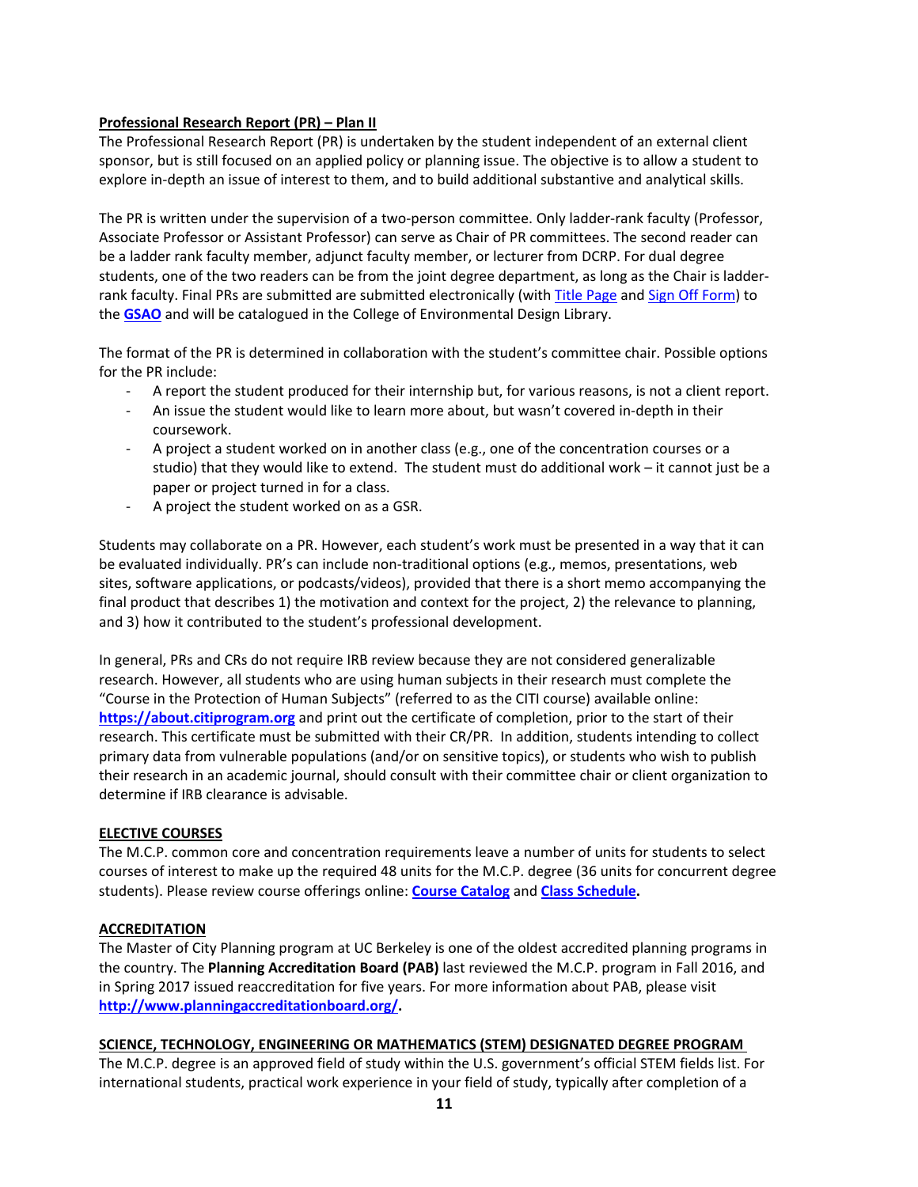**Professional Research Report (PR) – Plan II**

The Professional Research Report (PR) is undertaken by the student independent of an external client sponsor, but is still focused on an applied policy or planning issue. The objective is to allow a student to explore in-depth an issue of interest to them, and to build additional substantive and analytical skills.

The PR is written under the supervision of a two-person committee. Only ladder-rank faculty (Professor, Associate Professor or Assistant Professor) can serve as Chair of PR committees. The second reader can be a ladder rank faculty member, adjunct faculty member, or lecturer from DCRP. For dual degree students, one of the two readers can be from the joint degree department, as long as the Chair is ladder-rank faculty. Final PRs are submitted are submitted electronically (with Title Page and Sign Off Form) to the **GSAO** and will be catalogued in the College of Environmental Design Library.

The format of the PR is determined in collaboration with the student's committee chair. Possible options for the PR include:

- A report the student produced for their internship but, for various reasons, is not a client report.
- An issue the student would like to learn more about, but wasn't covered in-depth in their coursework.
- A project a student worked on in another class (e.g., one of the concentration courses or a studio) that they would like to extend. The student must do additional work – it cannot just be a paper or project turned in for a class.
- A project the student worked on as a GSR.

Students may collaborate on a PR. However, each student's work must be presented in a way that it can be evaluated individually. PR's can include non-traditional options (e.g., memos, presentations, web sites, software applications, or podcasts/videos), provided that there is a short memo accompanying the final product that describes 1) the motivation and context for the project, 2) the relevance to planning, and 3) how it contributed to the student's professional development.

In general, PRs and CRs do not require IRB review because they are not considered generalizable research. However, all students who are using human subjects in their research must complete the "Course in the Protection of Human Subjects" (referred to as the CITI course) available online: **https://about.citiprogram.org** and print out the certificate of completion, prior to the start of their research. This certificate must be submitted with their CR/PR. In addition, students intending to collect primary data from vulnerable populations (and/or on sensitive topics), or students who wish to publish their research in an academic journal, should consult with their committee chair or client organization to determine if IRB clearance is advisable.

**ELECTIVE COURSES**

The M.C.P. common core and concentration requirements leave a number of units for students to select courses of interest to make up the required 48 units for the M.C.P. degree (36 units for concurrent degree students). Please review course offerings online: **Course Catalog** and **Class Schedule.**

**ACCREDITATION**

The Master of City Planning program at UC Berkeley is one of the oldest accredited planning programs in the country. The **Planning Accreditation Board (PAB)** last reviewed the M.C.P. program in Fall 2016, and in Spring 2017 issued reaccreditation for five years. For more information about PAB, please visit **http://www.planningaccreditationboard.org/.**

**SCIENCE, TECHNOLOGY, ENGINEERING OR MATHEMATICS (STEM) DESIGNATED DEGREE PROGRAM**

The M.C.P. degree is an approved field of study within the U.S. government's official STEM fields list. For international students, practical work experience in your field of study, typically after completion of a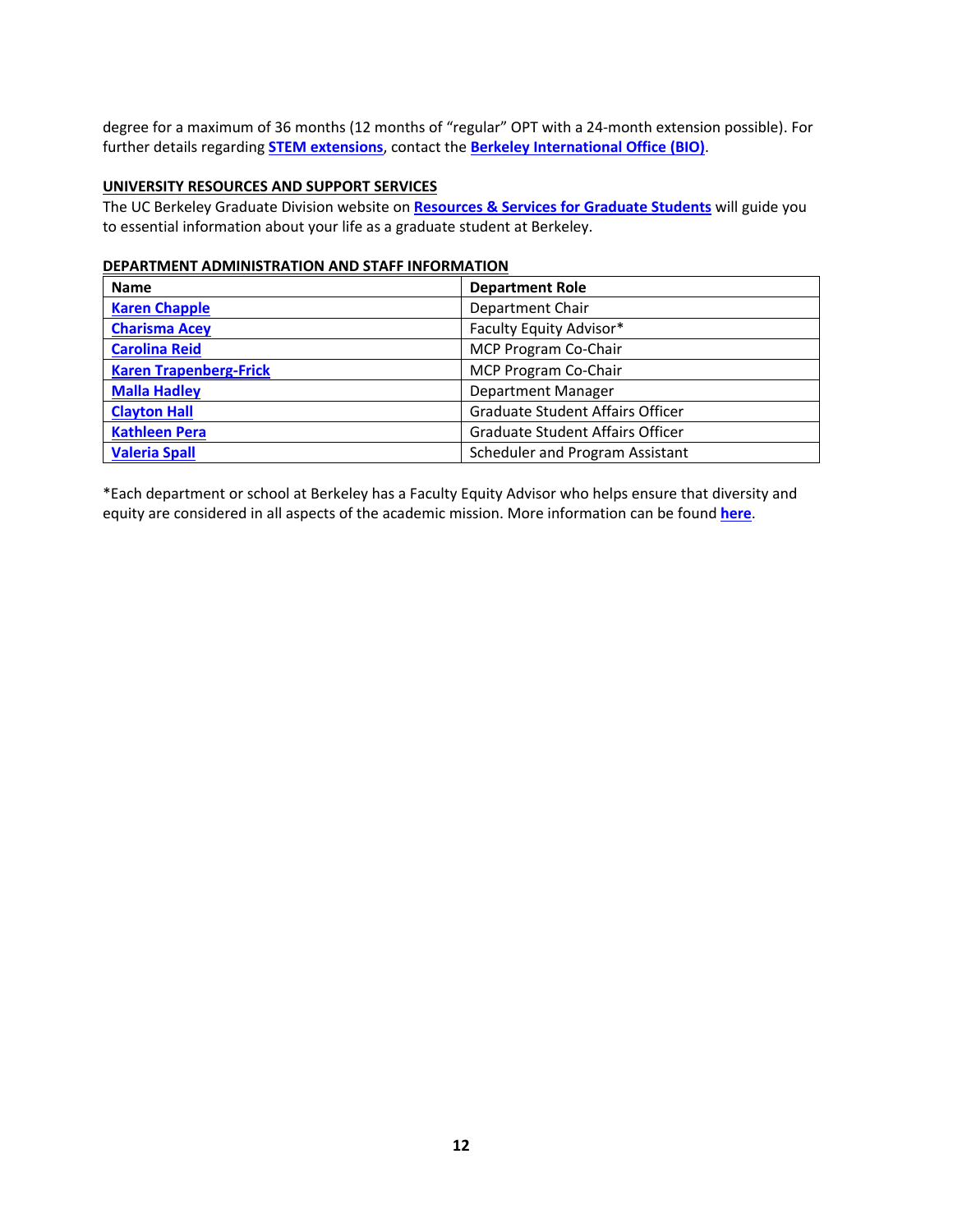degree for a maximum of 36 months (12 months of "regular" OPT with a 24-month extension possible). For further details regarding **STEM extensions**, contact the **Berkeley International Office (BIO)**.

## UNIVERSITY RESOURCES AND SUPPORT SERVICES

The UC Berkeley Graduate Division website on **Resources & Services for Graduate Students** will guide you to essential information about your life as a graduate student at Berkeley.

## DEPARTMENT ADMINISTRATION AND STAFF INFORMATION

| Name | Department Role |
|---|---|
| **Karen Chapple** | Department Chair |
| **Charisma Acey** | Faculty Equity Advisor* |
| **Carolina Reid** | MCP Program Co-Chair |
| **Karen Trapenberg-Frick** | MCP Program Co-Chair |
| **Malla Hadley** | Department Manager |
| **Clayton Hall** | Graduate Student Affairs Officer |
| **Kathleen Pera** | Graduate Student Affairs Officer |
| **Valeria Spall** | Scheduler and Program Assistant |

*Each department or school at Berkeley has a Faculty Equity Advisor who helps ensure that diversity and equity are considered in all aspects of the academic mission. More information can be found **here**.